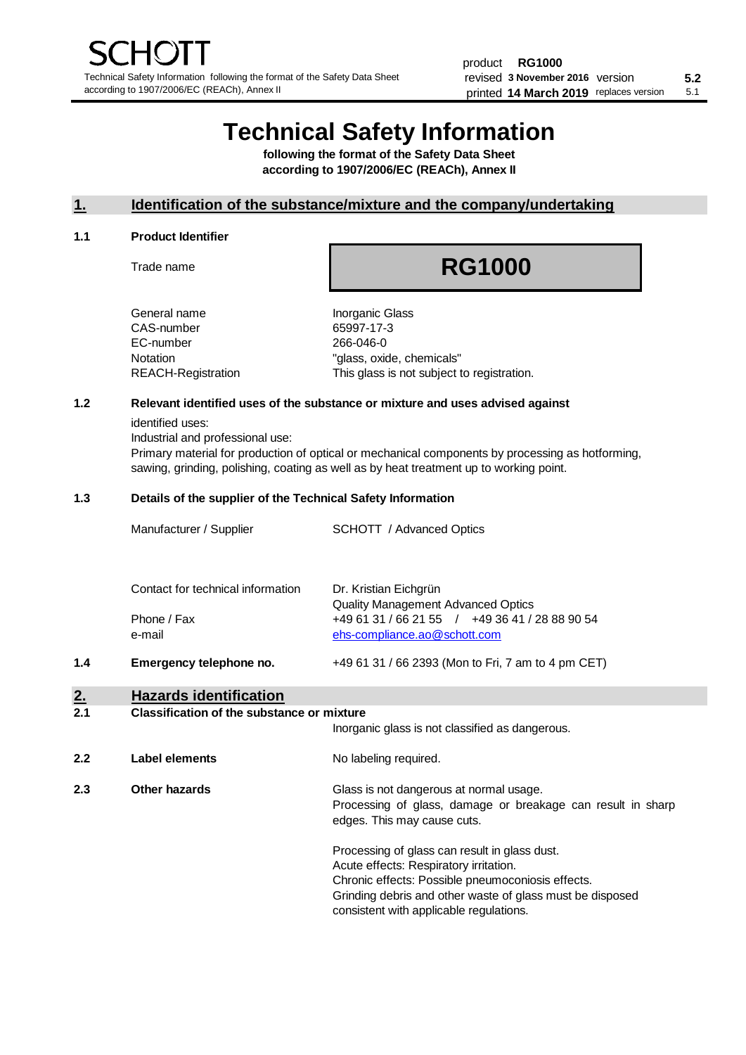# Technical Safety Information

**following the format of the Safety Data Sheet according to 1907/2006/EC (REACh), Annex II**

## 1. Identification of the substance/mixture and the company/undertaking

### 1.1 Product Identifier

| | |
|---|---|
| Trade name | **RG1000** |
| General name | Inorganic Glass |
| CAS-number | 65997-17-3 |
| EC-number | 266-046-0 |
| Notation | "glass, oxide, chemicals" |
| REACH-Registration | This glass is not subject to registration. |

### 1.2 Relevant identified uses of the substance or mixture and uses advised against

identified uses:
Industrial and professional use:
Primary material for production of optical or mechanical components by processing as hotforming, sawing, grinding, polishing, coating as well as by heat treatment up to working point.

### 1.3 Details of the supplier of the Technical Safety Information

| | |
|---|---|
| Manufacturer / Supplier | SCHOTT / Advanced Optics |
| Contact for technical information | Dr. Kristian Eichgrün<br>Quality Management Advanced Optics |
| Phone / Fax | +49 61 31 / 66 21 55 / +49 36 41 / 28 88 90 54 |
| e-mail | ehs-compliance.ao@schott.com |

### 1.4 Emergency telephone no.

+49 61 31 / 66 2393 (Mon to Fri, 7 am to 4 pm CET)

## 2. Hazards identification

### 2.1 Classification of the substance or mixture

Inorganic glass is not classified as dangerous.

### 2.2 Label elements

No labeling required.

### 2.3 Other hazards

Glass is not dangerous at normal usage.
Processing of glass, damage or breakage can result in sharp edges. This may cause cuts.

Processing of glass can result in glass dust.
Acute effects: Respiratory irritation.
Chronic effects: Possible pneumoconiosis effects.
Grinding debris and other waste of glass must be disposed consistent with applicable regulations.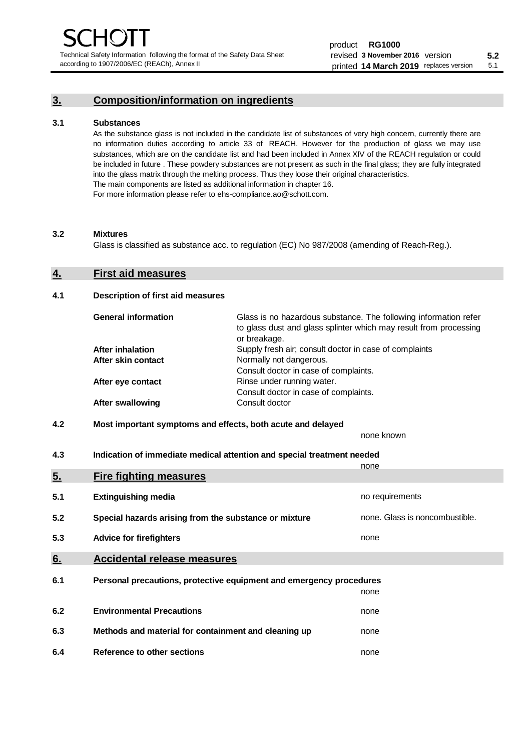## 3. Composition/information on ingredients

### 3.1 Substances

As the substance glass is not included in the candidate list of substances of very high concern, currently there are no information duties according to article 33 of REACH. However for the production of glass we may use substances, which are on the candidate list and had been included in Annex XIV of the REACH regulation or could be included in future . These powdery substances are not present as such in the final glass; they are fully integrated into the glass matrix through the melting process. Thus they loose their original characteristics.
The main components are listed as additional information in chapter 16.
For more information please refer to ehs-compliance.ao@schott.com.

### 3.2 Mixtures

Glass is classified as substance acc. to regulation (EC) No 987/2008 (amending of Reach-Reg.).

## 4. First aid measures

### 4.1 Description of first aid measures

| | |
|---|---|
| **General information** | Glass is no hazardous substance. The following information refer to glass dust and glass splinter which may result from processing or breakage. |
| **After inhalation** | Supply fresh air; consult doctor in case of complaints |
| **After skin contact** | Normally not dangerous.<br>Consult doctor in case of complaints. |
| **After eye contact** | Rinse under running water.<br>Consult doctor in case of complaints. |
| **After swallowing** | Consult doctor |

### 4.2 Most important symptoms and effects, both acute and delayed

none known

### 4.3 Indication of immediate medical attention and special treatment needed

none

## 5. Fire fighting measures

| | | |
|---|---|---|
| 5.1 | **Extinguishing media** | no requirements |
| 5.2 | **Special hazards arising from the substance or mixture** | none. Glass is noncombustible. |
| 5.3 | **Advice for firefighters** | none |

## 6. Accidental release measures

| | | |
|---|---|---|
| 6.1 | **Personal precautions, protective equipment and emergency procedures** | none |
| 6.2 | **Environmental Precautions** | none |
| 6.3 | **Methods and material for containment and cleaning up** | none |
| 6.4 | **Reference to other sections** | none |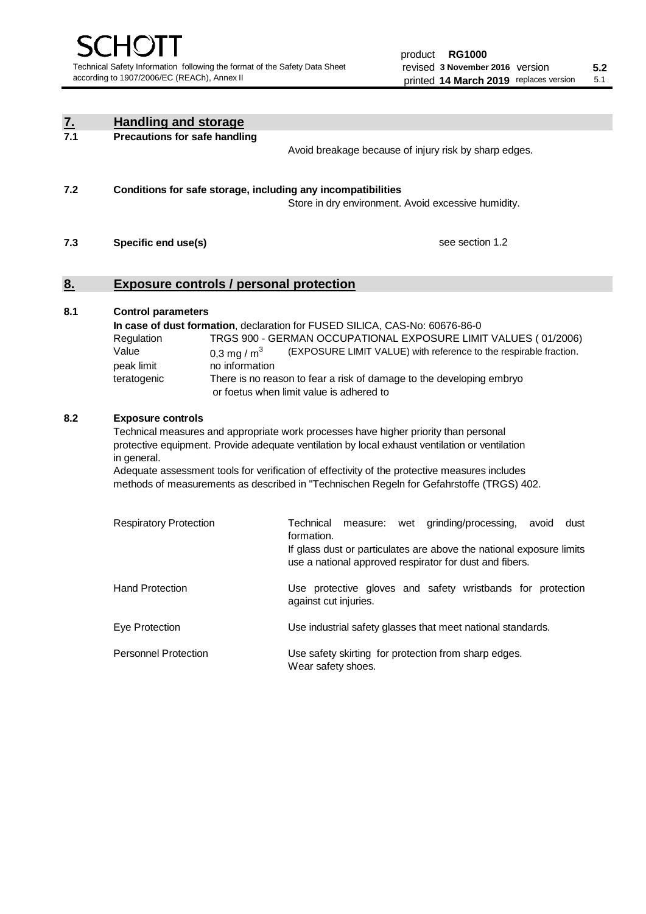## 7. Handling and storage

**7.1 Precautions for safe handling**

Avoid breakage because of injury risk by sharp edges.

**7.2 Conditions for safe storage, including any incompatibilities**

Store in dry environment. Avoid excessive humidity.

**7.3 Specific end use(s)**

see section 1.2

## 8. Exposure controls / personal protection

**8.1 Control parameters**

**In case of dust formation**, declaration for FUSED SILICA, CAS-No: 60676-86-0

| | |
|---|---|
| Regulation | TRGS 900 - GERMAN OCCUPATIONAL EXPOSURE LIMIT VALUES ( 01/2006) |
| Value | 0,3 mg / $m^3$ (EXPOSURE LIMIT VALUE) with reference to the respirable fraction. |
| peak limit | no information |
| teratogenic | There is no reason to fear a risk of damage to the developing embryo or foetus when limit value is adhered to |

**8.2 Exposure controls**

Technical measures and appropriate work processes have higher priority than personal protective equipment. Provide adequate ventilation by local exhaust ventilation or ventilation in general.

Adequate assessment tools for verification of effectivity of the protective measures includes methods of measurements as described in "Technischen Regeln for Gefahrstoffe (TRGS) 402.

| | |
|---|---|
| Respiratory Protection | Technical measure: wet grinding/processing, avoid dust formation. If glass dust or particulates are above the national exposure limits use a national approved respirator for dust and fibers. |
| Hand Protection | Use protective gloves and safety wristbands for protection against cut injuries. |
| Eye Protection | Use industrial safety glasses that meet national standards. |
| Personnel Protection | Use safety skirting for protection from sharp edges. Wear safety shoes. |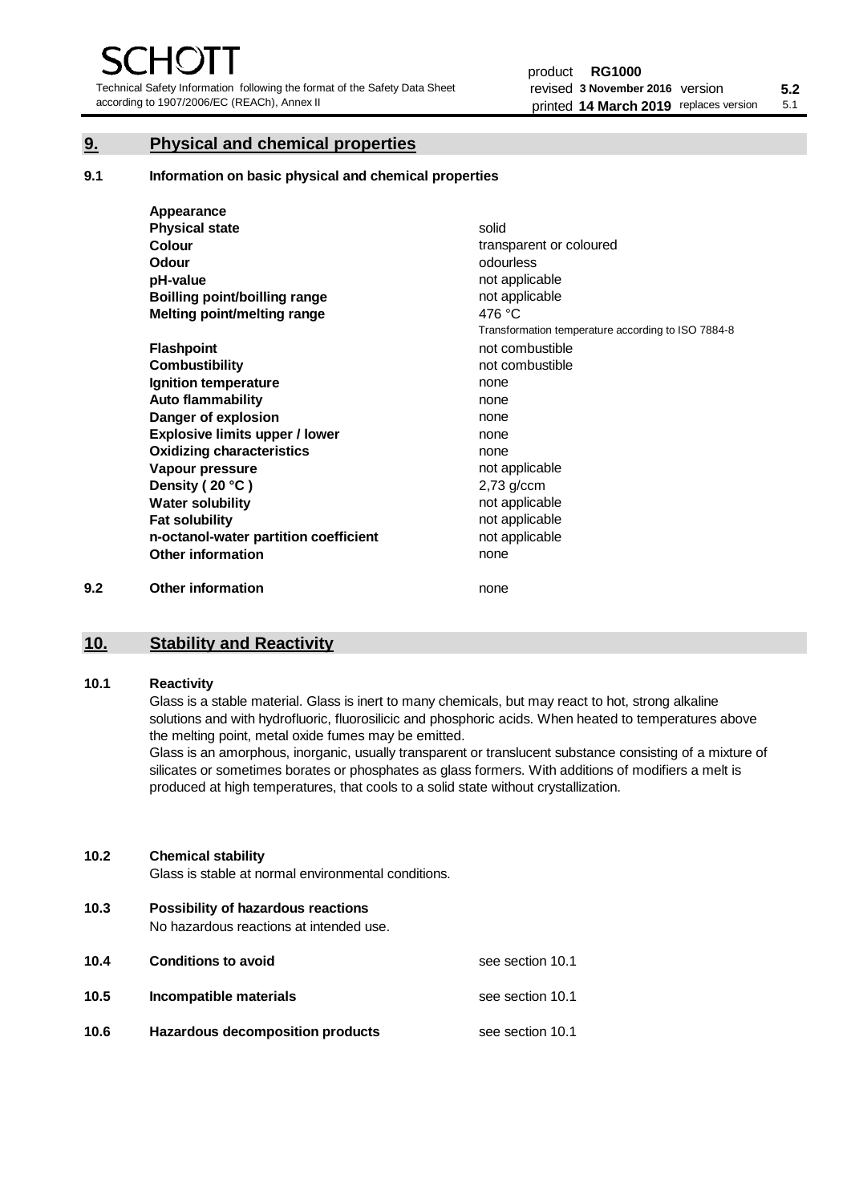## 9. Physical and chemical properties

### 9.1 Information on basic physical and chemical properties

| | |
|---|---|
| **Appearance** | |
| **Physical state** | solid |
| **Colour** | transparent or coloured |
| **Odour** | odourless |
| **pH-value** | not applicable |
| **Boilling point/boilling range** | not applicable |
| **Melting point/melting range** | 476 °C<br>Transformation temperature according to ISO 7884-8 |
| **Flashpoint** | not combustible |
| **Combustibility** | not combustible |
| **Ignition temperature** | none |
| **Auto flammability** | none |
| **Danger of explosion** | none |
| **Explosive limits upper / lower** | none |
| **Oxidizing characteristics** | none |
| **Vapour pressure** | not applicable |
| **Density ( 20 °C )** | 2,73 g/ccm |
| **Water solubility** | not applicable |
| **Fat solubility** | not applicable |
| **n-octanol-water partition coefficient** | not applicable |
| **Other information** | none |

### 9.2 Other information

none

## 10. Stability and Reactivity

### 10.1 Reactivity

Glass is a stable material. Glass is inert to many chemicals, but may react to hot, strong alkaline solutions and with hydrofluoric, fluorosilicic and phosphoric acids. When heated to temperatures above the melting point, metal oxide fumes may be emitted.

Glass is an amorphous, inorganic, usually transparent or translucent substance consisting of a mixture of silicates or sometimes borates or phosphates as glass formers. With additions of modifiers a melt is produced at high temperatures, that cools to a solid state without crystallization.

### 10.2 Chemical stability

Glass is stable at normal environmental conditions.

### 10.3 Possibility of hazardous reactions

No hazardous reactions at intended use.

### 10.4 Conditions to avoid

see section 10.1

### 10.5 Incompatible materials

see section 10.1

### 10.6 Hazardous decomposition products

see section 10.1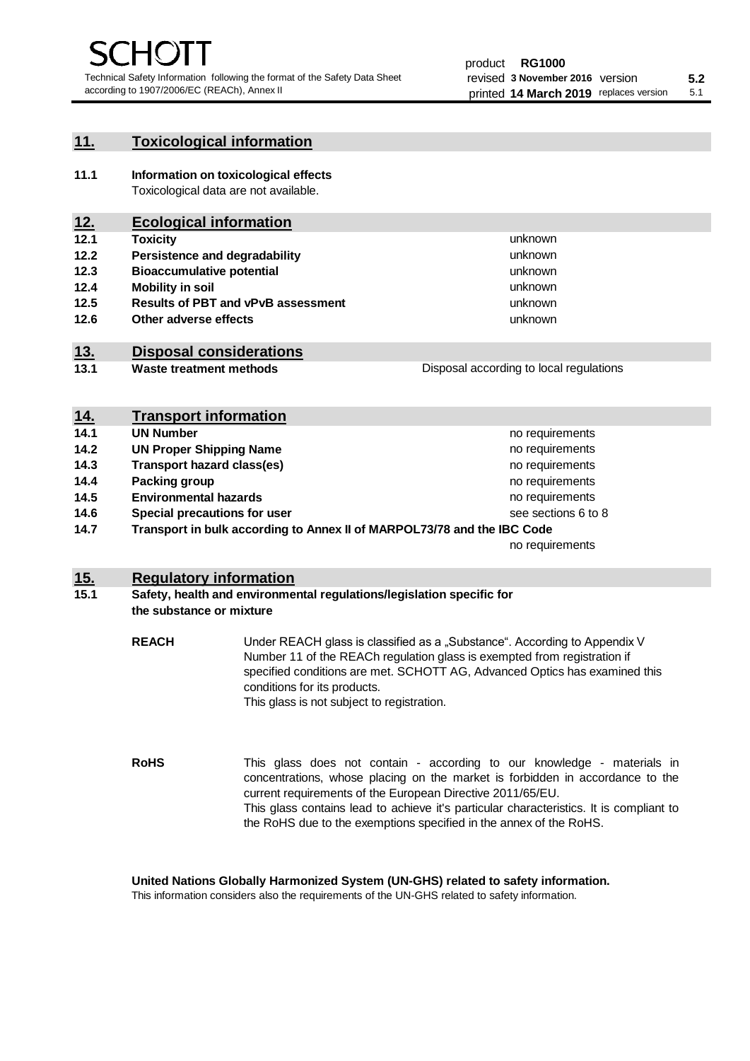## 11. Toxicological information

**11.1 Information on toxicological effects**

Toxicological data are not available.

## 12. Ecological information

| | | |
|---|---|---|
| **12.1** | **Toxicity** | unknown |
| **12.2** | **Persistence and degradability** | unknown |
| **12.3** | **Bioaccumulative potential** | unknown |
| **12.4** | **Mobility in soil** | unknown |
| **12.5** | **Results of PBT and vPvB assessment** | unknown |
| **12.6** | **Other adverse effects** | unknown |

## 13. Disposal considerations

| | | |
|---|---|---|
| **13.1** | **Waste treatment methods** | Disposal according to local regulations |

## 14. Transport information

| | | |
|---|---|---|
| **14.1** | **UN Number** | no requirements |
| **14.2** | **UN Proper Shipping Name** | no requirements |
| **14.3** | **Transport hazard class(es)** | no requirements |
| **14.4** | **Packing group** | no requirements |
| **14.5** | **Environmental hazards** | no requirements |
| **14.6** | **Special precautions for user** | see sections 6 to 8 |
| **14.7** | **Transport in bulk according to Annex II of MARPOL73/78 and the IBC Code** | no requirements |

## 15. Regulatory information

**15.1 Safety, health and environmental regulations/legislation specific for the substance or mixture**

**REACH**

Under REACH glass is classified as a „Substance". According to Appendix V Number 11 of the REACh regulation glass is exempted from registration if specified conditions are met. SCHOTT AG, Advanced Optics has examined this conditions for its products.
This glass is not subject to registration.

**RoHS**

This glass does not contain - according to our knowledge - materials in concentrations, whose placing on the market is forbidden in accordance to the current requirements of the European Directive 2011/65/EU.
This glass contains lead to achieve it's particular characteristics. It is compliant to the RoHS due to the exemptions specified in the annex of the RoHS.

**United Nations Globally Harmonized System (UN-GHS) related to safety information.**

This information considers also the requirements of the UN-GHS related to safety information.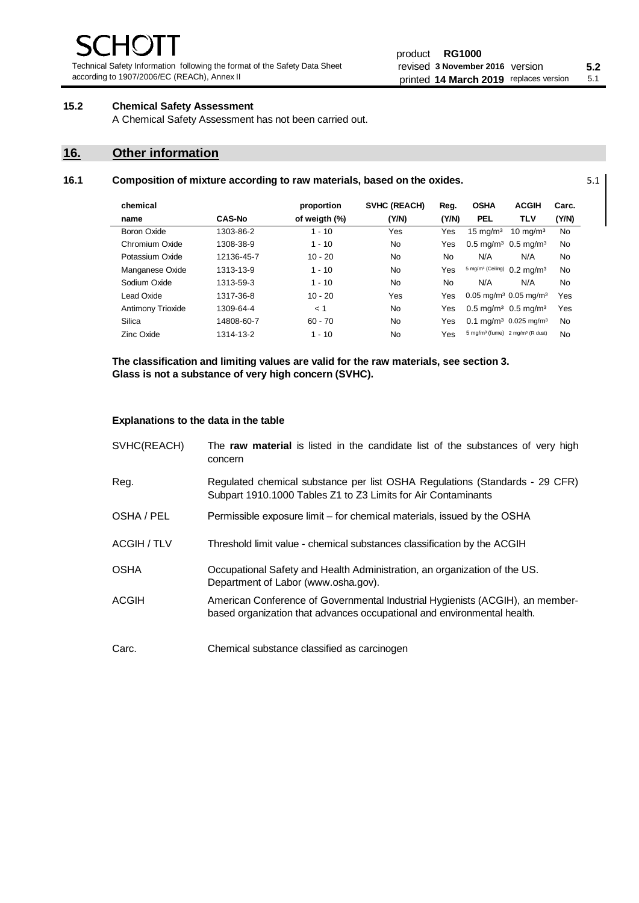### 15.2 Chemical Safety Assessment

A Chemical Safety Assessment has not been carried out.

## 16. Other information

### 16.1 Composition of mixture according to raw materials, based on the oxides.

5.1

| chemical name | CAS-No | proportion of weigth (%) | SVHC (REACH) (Y/N) | Reg. (Y/N) | OSHA PEL | ACGIH TLV | Carc. (Y/N) |
|---|---|---|---|---|---|---|---|
| Boron Oxide | 1303-86-2 | 1 - 10 | Yes | Yes | 15 mg/m³ | 10 mg/m³ | No |
| Chromium Oxide | 1308-38-9 | 1 - 10 | No | Yes | 0.5 mg/m³ | 0.5 mg/m³ | No |
| Potassium Oxide | 12136-45-7 | 10 - 20 | No | No | N/A | N/A | No |
| Manganese Oxide | 1313-13-9 | 1 - 10 | No | Yes | 5 mg/m³ (Ceiling) | 0.2 mg/m³ | No |
| Sodium Oxide | 1313-59-3 | 1 - 10 | No | No | N/A | N/A | No |
| Lead Oxide | 1317-36-8 | 10 - 20 | Yes | Yes | 0.05 mg/m³ | 0.05 mg/m³ | Yes |
| Antimony Trioxide | 1309-64-4 | < 1 | No | Yes | 0.5 mg/m³ | 0.5 mg/m³ | Yes |
| Silica | 14808-60-7 | 60 - 70 | No | Yes | 0.1 mg/m³ | 0.025 mg/m³ | No |
| Zinc Oxide | 1314-13-2 | 1 - 10 | No | Yes | 5 mg/m³ (fume) | 2 mg/m³ (R dust) | No |

**The classification and limiting values are valid for the raw materials, see section 3.**
**Glass is not a substance of very high concern (SVHC).**

**Explanations to the data in the table**

| | |
|---|---|
| SVHC(REACH) | The **raw material** is listed in the candidate list of the substances of very high concern |
| Reg. | Regulated chemical substance per list OSHA Regulations (Standards - 29 CFR) Subpart 1910.1000 Tables Z1 to Z3 Limits for Air Contaminants |
| OSHA / PEL | Permissible exposure limit – for chemical materials, issued by the OSHA |
| ACGIH / TLV | Threshold limit value - chemical substances classification by the ACGIH |
| OSHA | Occupational Safety and Health Administration, an organization of the US. Department of Labor (www.osha.gov). |
| ACGIH | American Conference of Governmental Industrial Hygienists (ACGIH), an member-based organization that advances occupational and environmental health. |
| Carc. | Chemical substance classified as carcinogen |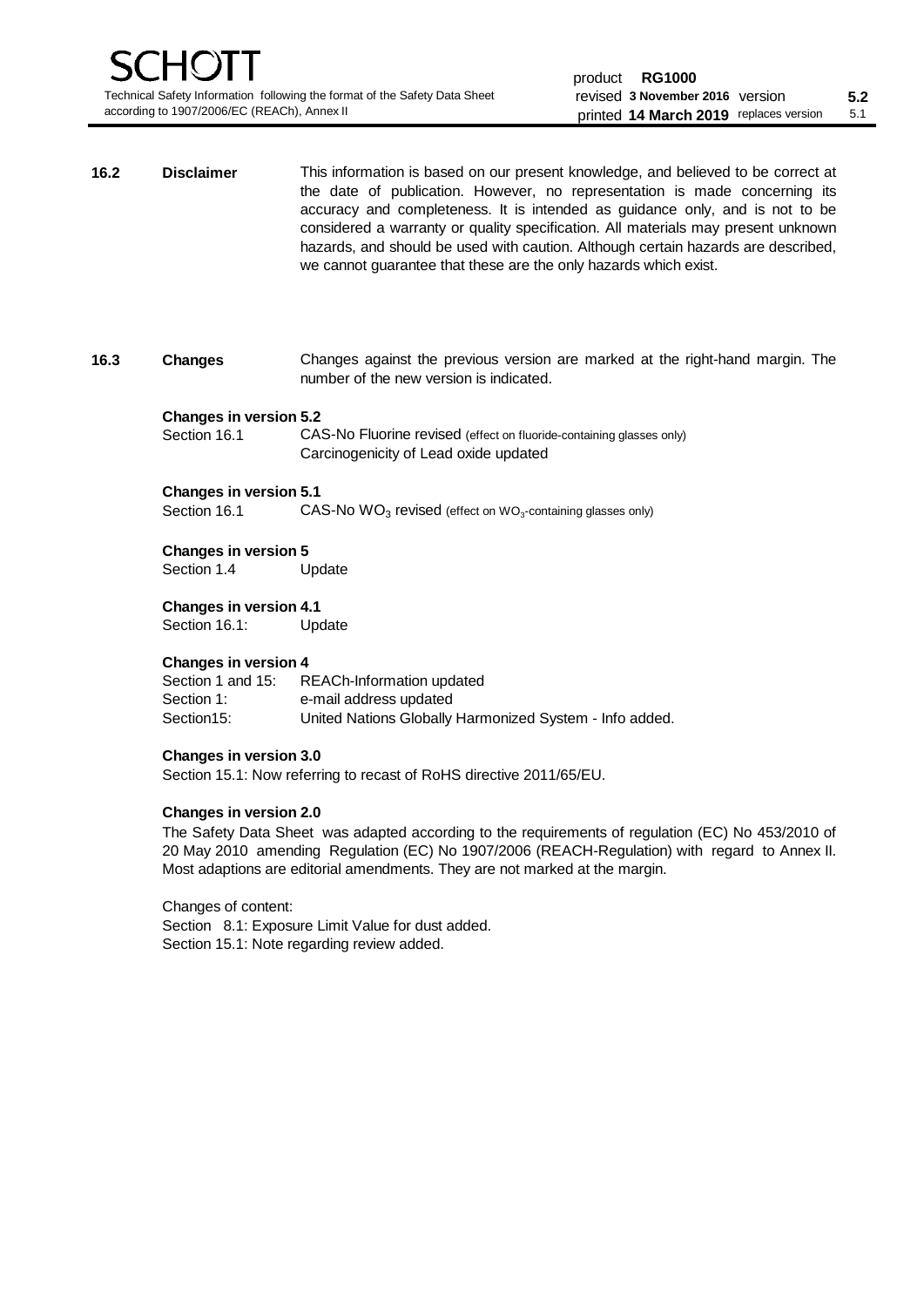**16.2 Disclaimer**

This information is based on our present knowledge, and believed to be correct at the date of publication. However, no representation is made concerning its accuracy and completeness. It is intended as guidance only, and is not to be considered a warranty or quality specification. All materials may present unknown hazards, and should be used with caution. Although certain hazards are described, we cannot guarantee that these are the only hazards which exist.

**16.3 Changes**

Changes against the previous version are marked at the right-hand margin. The number of the new version is indicated.

**Changes in version 5.2**

Section 16.1 CAS-No Fluorine revised (effect on fluoride-containing glasses only)
Carcinogenicity of Lead oxide updated

**Changes in version 5.1**

Section 16.1 CAS-No $WO_3$ revised (effect on $WO_3$-containing glasses only)

**Changes in version 5**

Section 1.4 Update

**Changes in version 4.1**

Section 16.1: Update

**Changes in version 4**

Section 1 and 15: REACh-Information updated
Section 1: e-mail address updated
Section15: United Nations Globally Harmonized System - Info added.

**Changes in version 3.0**

Section 15.1: Now referring to recast of RoHS directive 2011/65/EU.

**Changes in version 2.0**

The Safety Data Sheet was adapted according to the requirements of regulation (EC) No 453/2010 of 20 May 2010 amending Regulation (EC) No 1907/2006 (REACH-Regulation) with regard to Annex II. Most adaptions are editorial amendments. They are not marked at the margin.

Changes of content:
Section 8.1: Exposure Limit Value for dust added.
Section 15.1: Note regarding review added.